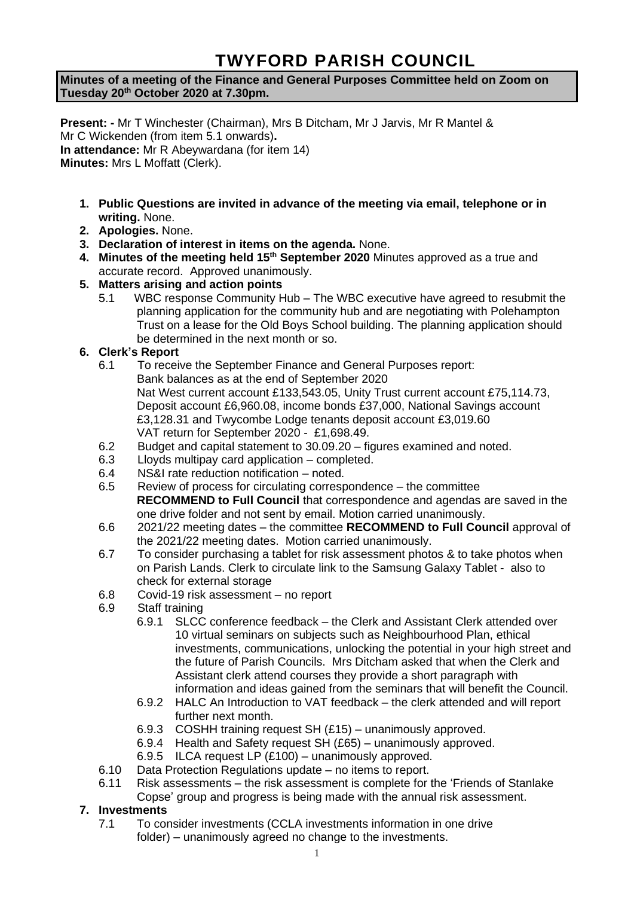# TWYFORD PARISH COUNCIL

**Minutes of a meeting of the Finance and General Purposes Committee held on Zoom on Tuesday 20th October 2020 at 7.30pm.**

**Present: -** Mr T Winchester (Chairman), Mrs B Ditcham, Mr J Jarvis, Mr R Mantel & Mr C Wickenden (from item 5.1 onwards)**.**
**In attendance:** Mr R Abeywardana (for item 14)
**Minutes:** Mrs L Moffatt (Clerk).

1. **Public Questions are invited in advance of the meeting via email, telephone or in writing.** None.
2. **Apologies.** None.
3. **Declaration of interest in items on the agenda.** None.
4. **Minutes of the meeting held 15th September 2020** Minutes approved as a true and accurate record. Approved unanimously.
5. **Matters arising and action points**
   - 5.1 WBC response Community Hub – The WBC executive have agreed to resubmit the planning application for the community hub and are negotiating with Polehampton Trust on a lease for the Old Boys School building. The planning application should be determined in the next month or so.
6. **Clerk's Report**
   - 6.1 To receive the September Finance and General Purposes report:
     Bank balances as at the end of September 2020
     Nat West current account £133,543.05, Unity Trust current account £75,114.73, Deposit account £6,960.08, income bonds £37,000, National Savings account £3,128.31 and Twycombe Lodge tenants deposit account £3,019.60
     VAT return for September 2020 - £1,698.49.
   - 6.2 Budget and capital statement to 30.09.20 – figures examined and noted.
   - 6.3 Lloyds multipay card application – completed.
   - 6.4 NS&I rate reduction notification – noted.
   - 6.5 Review of process for circulating correspondence – the committee **RECOMMEND to Full Council** that correspondence and agendas are saved in the one drive folder and not sent by email. Motion carried unanimously.
   - 6.6 2021/22 meeting dates – the committee **RECOMMEND to Full Council** approval of the 2021/22 meeting dates. Motion carried unanimously.
   - 6.7 To consider purchasing a tablet for risk assessment photos & to take photos when on Parish Lands. Clerk to circulate link to the Samsung Galaxy Tablet - also to check for external storage
   - 6.8 Covid-19 risk assessment – no report
   - 6.9 Staff training
     - 6.9.1 SLCC conference feedback – the Clerk and Assistant Clerk attended over 10 virtual seminars on subjects such as Neighbourhood Plan, ethical investments, communications, unlocking the potential in your high street and the future of Parish Councils. Mrs Ditcham asked that when the Clerk and Assistant clerk attend courses they provide a short paragraph with information and ideas gained from the seminars that will benefit the Council.
     - 6.9.2 HALC An Introduction to VAT feedback – the clerk attended and will report further next month.
     - 6.9.3 COSHH training request SH (£15) – unanimously approved.
     - 6.9.4 Health and Safety request SH (£65) – unanimously approved.
     - 6.9.5 ILCA request LP (£100) – unanimously approved.
   - 6.10 Data Protection Regulations update – no items to report.
   - 6.11 Risk assessments – the risk assessment is complete for the 'Friends of Stanlake Copse' group and progress is being made with the annual risk assessment.
7. **Investments**
   - 7.1 To consider investments (CCLA investments information in one drive folder) – unanimously agreed no change to the investments.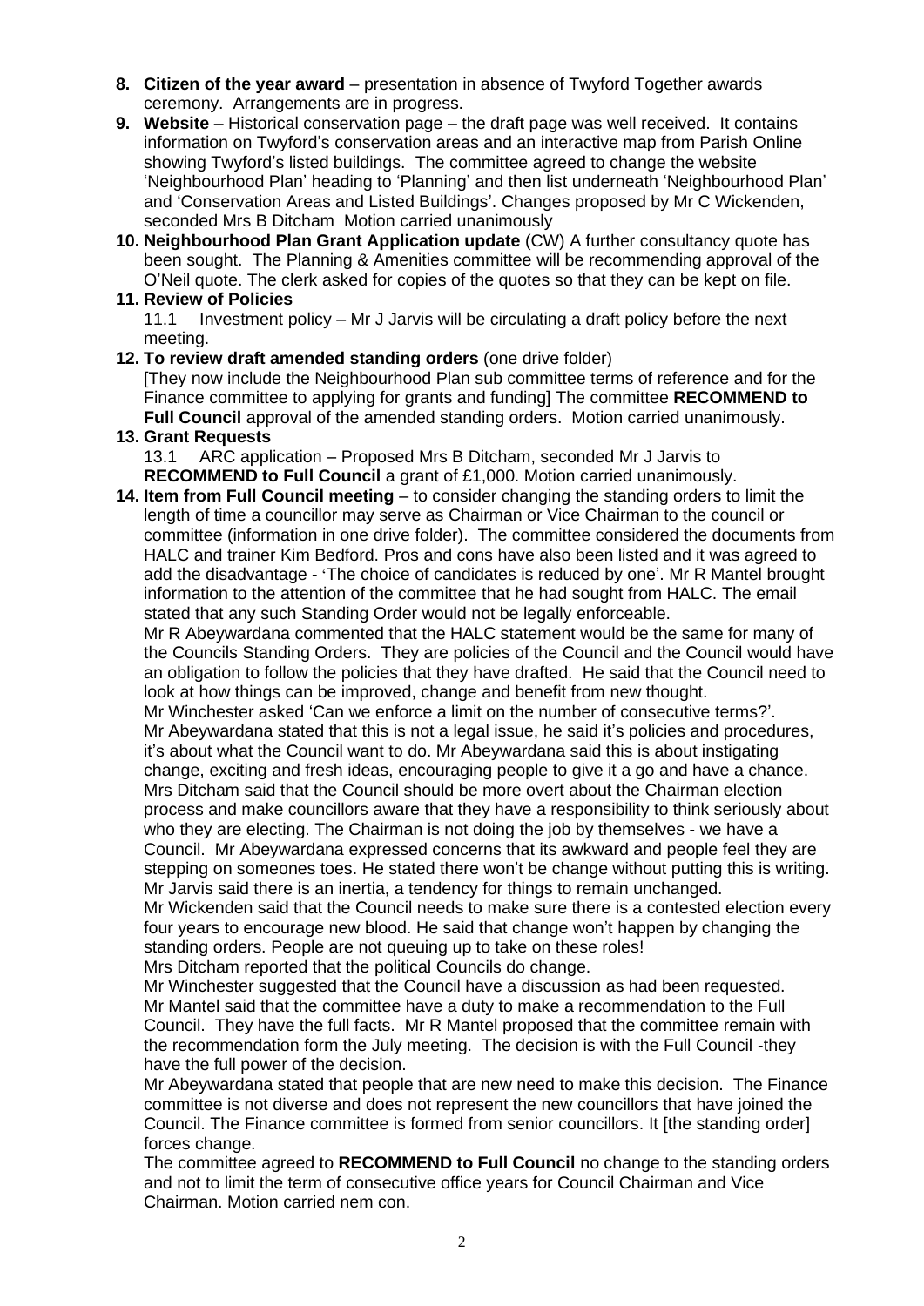8. **Citizen of the year award** – presentation in absence of Twyford Together awards ceremony. Arrangements are in progress.
9. **Website** – Historical conservation page – the draft page was well received. It contains information on Twyford's conservation areas and an interactive map from Parish Online showing Twyford's listed buildings. The committee agreed to change the website 'Neighbourhood Plan' heading to 'Planning' and then list underneath 'Neighbourhood Plan' and 'Conservation Areas and Listed Buildings'. Changes proposed by Mr C Wickenden, seconded Mrs B Ditcham Motion carried unanimously
10. **Neighbourhood Plan Grant Application update** (CW) A further consultancy quote has been sought. The Planning & Amenities committee will be recommending approval of the O'Neil quote. The clerk asked for copies of the quotes so that they can be kept on file.
11. **Review of Policies**

    11.1 Investment policy – Mr J Jarvis will be circulating a draft policy before the next meeting.
12. **To review draft amended standing orders** (one drive folder)

    [They now include the Neighbourhood Plan sub committee terms of reference and for the Finance committee to applying for grants and funding] The committee **RECOMMEND to Full Council** approval of the amended standing orders. Motion carried unanimously.
13. **Grant Requests**

    13.1 ARC application – Proposed Mrs B Ditcham, seconded Mr J Jarvis to **RECOMMEND to Full Council** a grant of £1,000. Motion carried unanimously.
14. **Item from Full Council meeting** – to consider changing the standing orders to limit the length of time a councillor may serve as Chairman or Vice Chairman to the council or committee (information in one drive folder). The committee considered the documents from HALC and trainer Kim Bedford. Pros and cons have also been listed and it was agreed to add the disadvantage - 'The choice of candidates is reduced by one'. Mr R Mantel brought information to the attention of the committee that he had sought from HALC. The email stated that any such Standing Order would not be legally enforceable.

    Mr R Abeywardana commented that the HALC statement would be the same for many of the Councils Standing Orders. They are policies of the Council and the Council would have an obligation to follow the policies that they have drafted. He said that the Council need to look at how things can be improved, change and benefit from new thought.

    Mr Winchester asked 'Can we enforce a limit on the number of consecutive terms?'.

    Mr Abeywardana stated that this is not a legal issue, he said it's policies and procedures, it's about what the Council want to do. Mr Abeywardana said this is about instigating change, exciting and fresh ideas, encouraging people to give it a go and have a chance.

    Mrs Ditcham said that the Council should be more overt about the Chairman election process and make councillors aware that they have a responsibility to think seriously about who they are electing. The Chairman is not doing the job by themselves - we have a Council. Mr Abeywardana expressed concerns that its awkward and people feel they are stepping on someones toes. He stated there won't be change without putting this is writing.

    Mr Jarvis said there is an inertia, a tendency for things to remain unchanged.

    Mr Wickenden said that the Council needs to make sure there is a contested election every four years to encourage new blood. He said that change won't happen by changing the standing orders. People are not queuing up to take on these roles!

    Mrs Ditcham reported that the political Councils do change.

    Mr Winchester suggested that the Council have a discussion as had been requested.

    Mr Mantel said that the committee have a duty to make a recommendation to the Full Council. They have the full facts. Mr R Mantel proposed that the committee remain with the recommendation form the July meeting. The decision is with the Full Council -they have the full power of the decision.

    Mr Abeywardana stated that people that are new need to make this decision. The Finance committee is not diverse and does not represent the new councillors that have joined the Council. The Finance committee is formed from senior councillors. It [the standing order] forces change.

    The committee agreed to **RECOMMEND to Full Council** no change to the standing orders and not to limit the term of consecutive office years for Council Chairman and Vice Chairman. Motion carried nem con.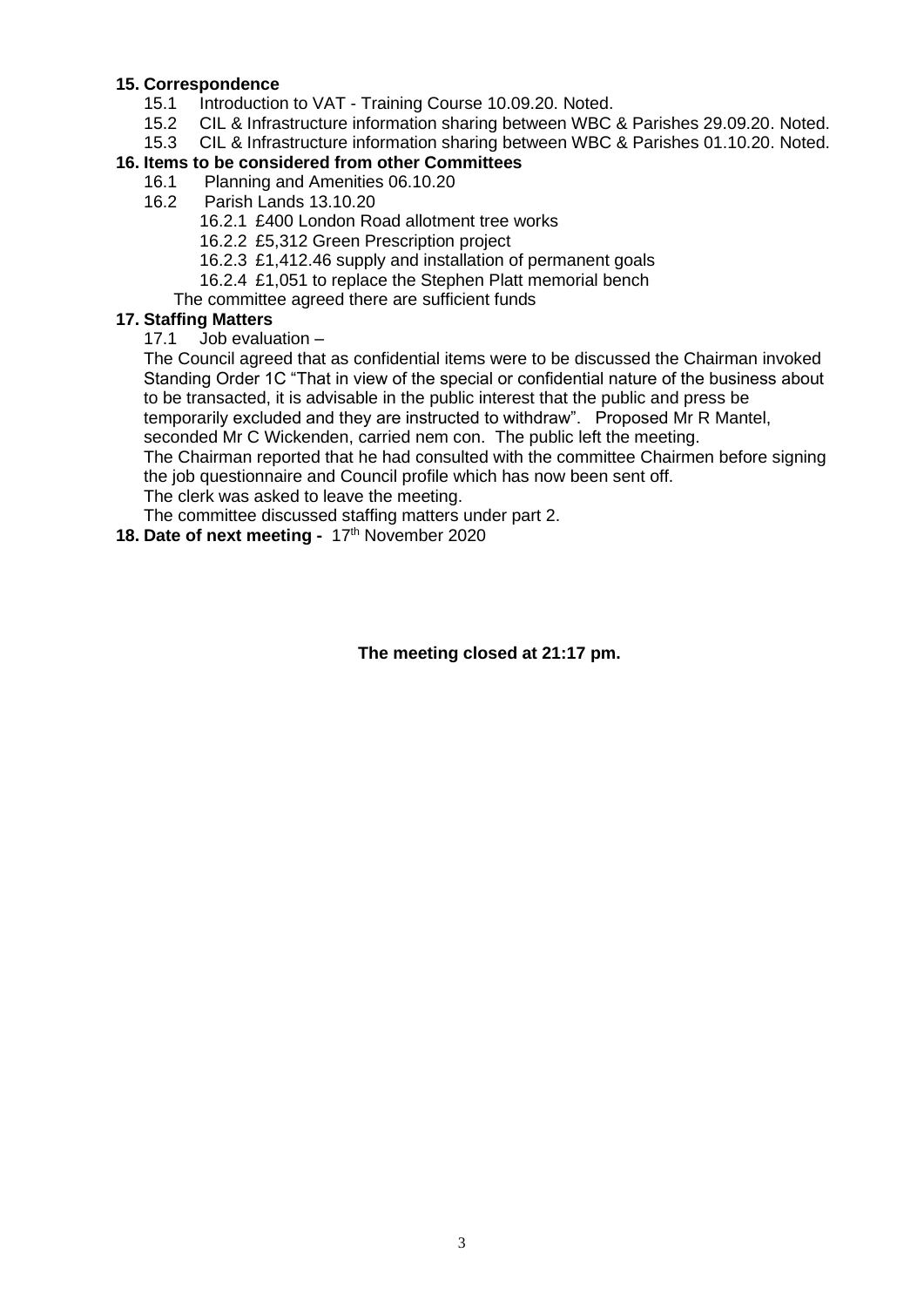**15. Correspondence**

15.1 Introduction to VAT - Training Course 10.09.20. Noted.

15.2 CIL & Infrastructure information sharing between WBC & Parishes 29.09.20. Noted.

15.3 CIL & Infrastructure information sharing between WBC & Parishes 01.10.20. Noted.

**16. Items to be considered from other Committees**

16.1 Planning and Amenities 06.10.20

16.2 Parish Lands 13.10.20

16.2.1 £400 London Road allotment tree works

16.2.2 £5,312 Green Prescription project

16.2.3 £1,412.46 supply and installation of permanent goals

16.2.4 £1,051 to replace the Stephen Platt memorial bench

The committee agreed there are sufficient funds

**17. Staffing Matters**

17.1 Job evaluation –

The Council agreed that as confidential items were to be discussed the Chairman invoked Standing Order 1C "That in view of the special or confidential nature of the business about to be transacted, it is advisable in the public interest that the public and press be temporarily excluded and they are instructed to withdraw". Proposed Mr R Mantel, seconded Mr C Wickenden, carried nem con. The public left the meeting.

The Chairman reported that he had consulted with the committee Chairmen before signing the job questionnaire and Council profile which has now been sent off.

The clerk was asked to leave the meeting.

The committee discussed staffing matters under part 2.

**18. Date of next meeting -** 17th November 2020

**The meeting closed at 21:17 pm.**